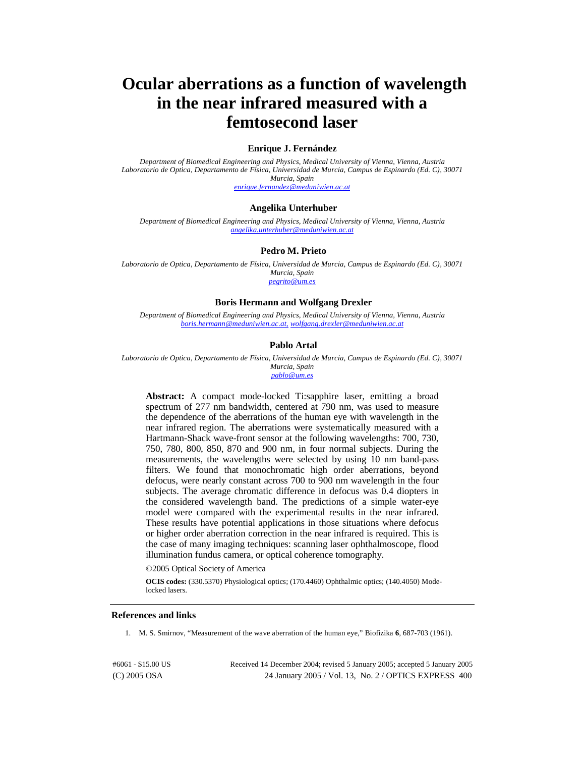# Ocular aberrations as a function of wavelength in the near infrared measured with a femtosecond laser

**Enrique J. Fernández**

*Department of Biomedical Engineering and Physics, Medical University of Vienna, Vienna, Austria*
*Laboratorio de Optica, Departamento de Física, Universidad de Murcia, Campus de Espinardo (Ed. C), 30071 Murcia, Spain*
enrique.fernandez@meduniwien.ac.at

**Angelika Unterhuber**

*Department of Biomedical Engineering and Physics, Medical University of Vienna, Vienna, Austria*
angelika.unterhuber@meduniwien.ac.at

**Pedro M. Prieto**

*Laboratorio de Optica, Departamento de Física, Universidad de Murcia, Campus de Espinardo (Ed. C), 30071 Murcia, Spain*
pegrito@um.es

**Boris Hermann and Wolfgang Drexler**

*Department of Biomedical Engineering and Physics, Medical University of Vienna, Vienna, Austria*
boris.hermann@meduniwien.ac.at, wolfgang.drexler@meduniwien.ac.at

**Pablo Artal**

*Laboratorio de Optica, Departamento de Física, Universidad de Murcia, Campus de Espinardo (Ed. C), 30071 Murcia, Spain*
pablo@um.es

**Abstract:** A compact mode-locked Ti:sapphire laser, emitting a broad spectrum of 277 nm bandwidth, centered at 790 nm, was used to measure the dependence of the aberrations of the human eye with wavelength in the near infrared region. The aberrations were systematically measured with a Hartmann-Shack wave-front sensor at the following wavelengths: 700, 730, 750, 780, 800, 850, 870 and 900 nm, in four normal subjects. During the measurements, the wavelengths were selected by using 10 nm band-pass filters. We found that monochromatic high order aberrations, beyond defocus, were nearly constant across 700 to 900 nm wavelength in the four subjects. The average chromatic difference in defocus was 0.4 diopters in the considered wavelength band. The predictions of a simple water-eye model were compared with the experimental results in the near infrared. These results have potential applications in those situations where defocus or higher order aberration correction in the near infrared is required. This is the case of many imaging techniques: scanning laser ophthalmoscope, flood illumination fundus camera, or optical coherence tomography.

©2005 Optical Society of America

**OCIS codes:** (330.5370) Physiological optics; (170.4460) Ophthalmic optics; (140.4050) Mode-locked lasers.

## References and links

1. M. S. Smirnov, "Measurement of the wave aberration of the human eye," Biofizika **6**, 687-703 (1961).

#6061 - $15.00 US Received 14 December 2004; revised 5 January 2005; accepted 5 January 2005
(C) 2005 OSA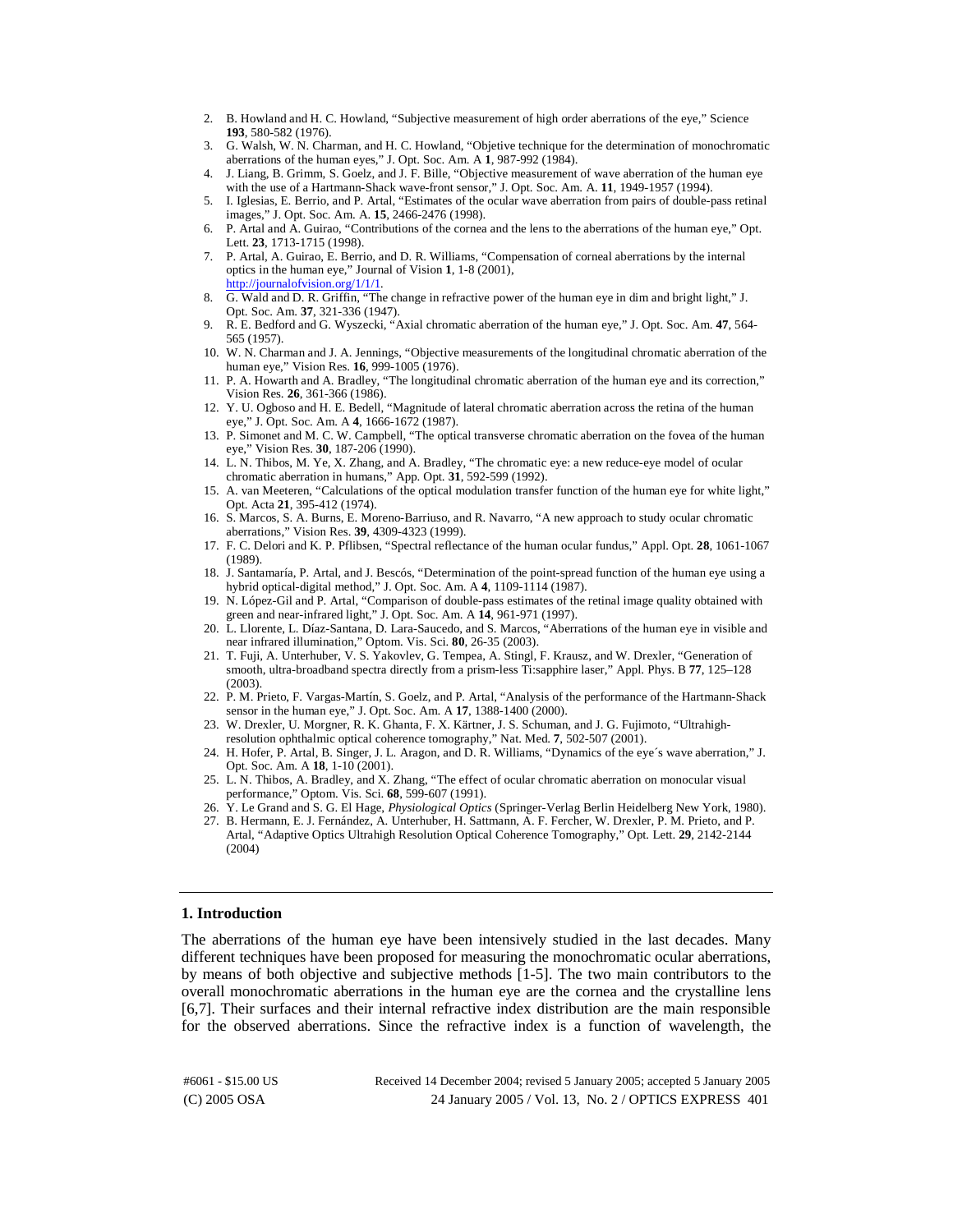2. B. Howland and H. C. Howland, "Subjective measurement of high order aberrations of the eye," Science **193**, 580-582 (1976).
3. G. Walsh, W. N. Charman, and H. C. Howland, "Objetive technique for the determination of monochromatic aberrations of the human eyes," J. Opt. Soc. Am. A **1**, 987-992 (1984).
4. J. Liang, B. Grimm, S. Goelz, and J. F. Bille, "Objective measurement of wave aberration of the human eye with the use of a Hartmann-Shack wave-front sensor," J. Opt. Soc. Am. A. **11**, 1949-1957 (1994).
5. I. Iglesias, E. Berrio, and P. Artal, "Estimates of the ocular wave aberration from pairs of double-pass retinal images," J. Opt. Soc. Am. A. **15**, 2466-2476 (1998).
6. P. Artal and A. Guirao, "Contributions of the cornea and the lens to the aberrations of the human eye," Opt. Lett. **23**, 1713-1715 (1998).
7. P. Artal, A. Guirao, E. Berrio, and D. R. Williams, "Compensation of corneal aberrations by the internal optics in the human eye," Journal of Vision **1**, 1-8 (2001), http://journalofvision.org/1/1/1.
8. G. Wald and D. R. Griffin, "The change in refractive power of the human eye in dim and bright light," J. Opt. Soc. Am. **37**, 321-336 (1947).
9. R. E. Bedford and G. Wyszecki, "Axial chromatic aberration of the human eye," J. Opt. Soc. Am. **47**, 564-565 (1957).
10. W. N. Charman and J. A. Jennings, "Objective measurements of the longitudinal chromatic aberration of the human eye," Vision Res. **16**, 999-1005 (1976).
11. P. A. Howarth and A. Bradley, "The longitudinal chromatic aberration of the human eye and its correction," Vision Res. **26**, 361-366 (1986).
12. Y. U. Ogboso and H. E. Bedell, "Magnitude of lateral chromatic aberration across the retina of the human eye," J. Opt. Soc. Am. A **4**, 1666-1672 (1987).
13. P. Simonet and M. C. W. Campbell, "The optical transverse chromatic aberration on the fovea of the human eye," Vision Res. **30**, 187-206 (1990).
14. L. N. Thibos, M. Ye, X. Zhang, and A. Bradley, "The chromatic eye: a new reduce-eye model of ocular chromatic aberration in humans," App. Opt. **31**, 592-599 (1992).
15. A. van Meeteren, "Calculations of the optical modulation transfer function of the human eye for white light," Opt. Acta **21**, 395-412 (1974).
16. S. Marcos, S. A. Burns, E. Moreno-Barriuso, and R. Navarro, "A new approach to study ocular chromatic aberrations," Vision Res. **39**, 4309-4323 (1999).
17. F. C. Delori and K. P. Pflibsen, "Spectral reflectance of the human ocular fundus," Appl. Opt. **28**, 1061-1067 (1989).
18. J. Santamaría, P. Artal, and J. Bescós, "Determination of the point-spread function of the human eye using a hybrid optical-digital method," J. Opt. Soc. Am. A **4**, 1109-1114 (1987).
19. N. López-Gil and P. Artal, "Comparison of double-pass estimates of the retinal image quality obtained with green and near-infrared light," J. Opt. Soc. Am. A **14**, 961-971 (1997).
20. L. Llorente, L. Díaz-Santana, D. Lara-Saucedo, and S. Marcos, "Aberrations of the human eye in visible and near infrared illumination," Optom. Vis. Sci. **80**, 26-35 (2003).
21. T. Fuji, A. Unterhuber, V. S. Yakovlev, G. Tempea, A. Stingl, F. Krausz, and W. Drexler, "Generation of smooth, ultra-broadband spectra directly from a prism-less Ti:sapphire laser," Appl. Phys. B **77**, 125–128 (2003).
22. P. M. Prieto, F. Vargas-Martín, S. Goelz, and P. Artal, "Analysis of the performance of the Hartmann-Shack sensor in the human eye," J. Opt. Soc. Am. A **17**, 1388-1400 (2000).
23. W. Drexler, U. Morgner, R. K. Ghanta, F. X. Kärtner, J. S. Schuman, and J. G. Fujimoto, "Ultrahigh-resolution ophthalmic optical coherence tomography," Nat. Med. **7**, 502-507 (2001).
24. H. Hofer, P. Artal, B. Singer, J. L. Aragon, and D. R. Williams, "Dynamics of the eye´s wave aberration," J. Opt. Soc. Am. A **18**, 1-10 (2001).
25. L. N. Thibos, A. Bradley, and X. Zhang, "The effect of ocular chromatic aberration on monocular visual performance," Optom. Vis. Sci. **68**, 599-607 (1991).
26. Y. Le Grand and S. G. El Hage, *Physiological Optics* (Springer-Verlag Berlin Heidelberg New York, 1980).
27. B. Hermann, E. J. Fernández, A. Unterhuber, H. Sattmann, A. F. Fercher, W. Drexler, P. M. Prieto, and P. Artal, "Adaptive Optics Ultrahigh Resolution Optical Coherence Tomography," Opt. Lett. **29**, 2142-2144 (2004)

---

## 1. Introduction

The aberrations of the human eye have been intensively studied in the last decades. Many different techniques have been proposed for measuring the monochromatic ocular aberrations, by means of both objective and subjective methods [1-5]. The two main contributors to the overall monochromatic aberrations in the human eye are the cornea and the crystalline lens [6,7]. Their surfaces and their internal refractive index distribution are the main responsible for the observed aberrations. Since the refractive index is a function of wavelength, the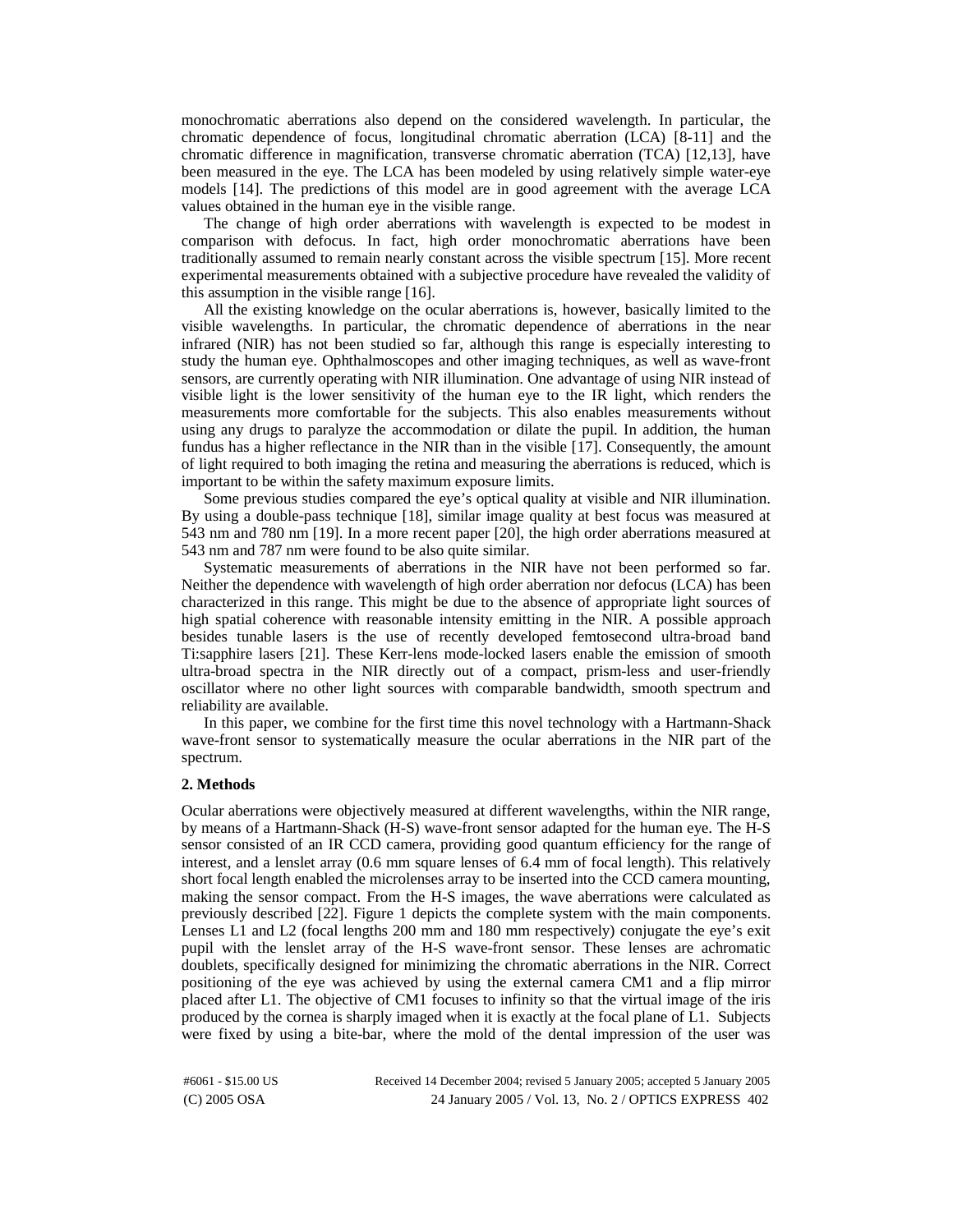monochromatic aberrations also depend on the considered wavelength. In particular, the chromatic dependence of focus, longitudinal chromatic aberration (LCA) [8-11] and the chromatic difference in magnification, transverse chromatic aberration (TCA) [12,13], have been measured in the eye. The LCA has been modeled by using relatively simple water-eye models [14]. The predictions of this model are in good agreement with the average LCA values obtained in the human eye in the visible range.

The change of high order aberrations with wavelength is expected to be modest in comparison with defocus. In fact, high order monochromatic aberrations have been traditionally assumed to remain nearly constant across the visible spectrum [15]. More recent experimental measurements obtained with a subjective procedure have revealed the validity of this assumption in the visible range [16].

All the existing knowledge on the ocular aberrations is, however, basically limited to the visible wavelengths. In particular, the chromatic dependence of aberrations in the near infrared (NIR) has not been studied so far, although this range is especially interesting to study the human eye. Ophthalmoscopes and other imaging techniques, as well as wave-front sensors, are currently operating with NIR illumination. One advantage of using NIR instead of visible light is the lower sensitivity of the human eye to the IR light, which renders the measurements more comfortable for the subjects. This also enables measurements without using any drugs to paralyze the accommodation or dilate the pupil. In addition, the human fundus has a higher reflectance in the NIR than in the visible [17]. Consequently, the amount of light required to both imaging the retina and measuring the aberrations is reduced, which is important to be within the safety maximum exposure limits.

Some previous studies compared the eye's optical quality at visible and NIR illumination. By using a double-pass technique [18], similar image quality at best focus was measured at 543 nm and 780 nm [19]. In a more recent paper [20], the high order aberrations measured at 543 nm and 787 nm were found to be also quite similar.

Systematic measurements of aberrations in the NIR have not been performed so far. Neither the dependence with wavelength of high order aberration nor defocus (LCA) has been characterized in this range. This might be due to the absence of appropriate light sources of high spatial coherence with reasonable intensity emitting in the NIR. A possible approach besides tunable lasers is the use of recently developed femtosecond ultra-broad band Ti:sapphire lasers [21]. These Kerr-lens mode-locked lasers enable the emission of smooth ultra-broad spectra in the NIR directly out of a compact, prism-less and user-friendly oscillator where no other light sources with comparable bandwidth, smooth spectrum and reliability are available.

In this paper, we combine for the first time this novel technology with a Hartmann-Shack wave-front sensor to systematically measure the ocular aberrations in the NIR part of the spectrum.

## 2. Methods

Ocular aberrations were objectively measured at different wavelengths, within the NIR range, by means of a Hartmann-Shack (H-S) wave-front sensor adapted for the human eye. The H-S sensor consisted of an IR CCD camera, providing good quantum efficiency for the range of interest, and a lenslet array (0.6 mm square lenses of 6.4 mm of focal length). This relatively short focal length enabled the microlenses array to be inserted into the CCD camera mounting, making the sensor compact. From the H-S images, the wave aberrations were calculated as previously described [22]. Figure 1 depicts the complete system with the main components. Lenses L1 and L2 (focal lengths 200 mm and 180 mm respectively) conjugate the eye's exit pupil with the lenslet array of the H-S wave-front sensor. These lenses are achromatic doublets, specifically designed for minimizing the chromatic aberrations in the NIR. Correct positioning of the eye was achieved by using the external camera CM1 and a flip mirror placed after L1. The objective of CM1 focuses to infinity so that the virtual image of the iris produced by the cornea is sharply imaged when it is exactly at the focal plane of L1. Subjects were fixed by using a bite-bar, where the mold of the dental impression of the user was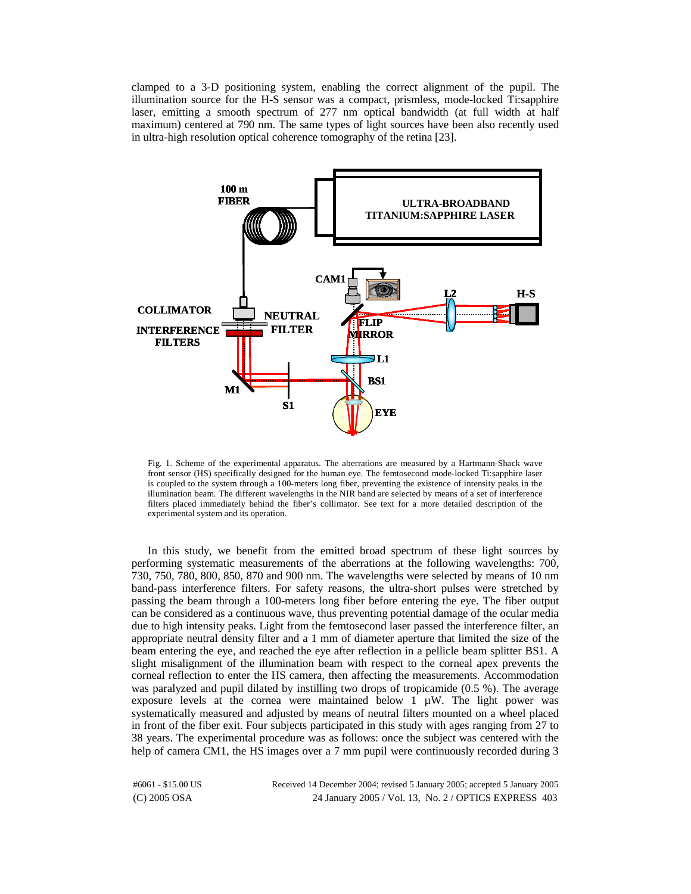clamped to a 3-D positioning system, enabling the correct alignment of the pupil. The illumination source for the H-S sensor was a compact, prismless, mode-locked Ti:sapphire laser, emitting a smooth spectrum of 277 nm optical bandwidth (at full width at half maximum) centered at 790 nm. The same types of light sources have been also recently used in ultra-high resolution optical coherence tomography of the retina [23].

Fig. 1. Scheme of the experimental apparatus. The aberrations are measured by a Hartmann-Shack wave front sensor (HS) specifically designed for the human eye. The femtosecond mode-locked Ti:sapphire laser is coupled to the system through a 100-meters long fiber, preventing the existence of intensity peaks in the illumination beam. The different wavelengths in the NIR band are selected by means of a set of interference filters placed immediately behind the fiber's collimator. See text for a more detailed description of the experimental system and its operation.

In this study, we benefit from the emitted broad spectrum of these light sources by performing systematic measurements of the aberrations at the following wavelengths: 700, 730, 750, 780, 800, 850, 870 and 900 nm. The wavelengths were selected by means of 10 nm band-pass interference filters. For safety reasons, the ultra-short pulses were stretched by passing the beam through a 100-meters long fiber before entering the eye. The fiber output can be considered as a continuous wave, thus preventing potential damage of the ocular media due to high intensity peaks. Light from the femtosecond laser passed the interference filter, an appropriate neutral density filter and a 1 mm of diameter aperture that limited the size of the beam entering the eye, and reached the eye after reflection in a pellicle beam splitter BS1. A slight misalignment of the illumination beam with respect to the corneal apex prevents the corneal reflection to enter the HS camera, then affecting the measurements. Accommodation was paralyzed and pupil dilated by instilling two drops of tropicamide (0.5 %). The average exposure levels at the cornea were maintained below 1 μW. The light power was systematically measured and adjusted by means of neutral filters mounted on a wheel placed in front of the fiber exit. Four subjects participated in this study with ages ranging from 27 to 38 years. The experimental procedure was as follows: once the subject was centered with the help of camera CM1, the HS images over a 7 mm pupil were continuously recorded during 3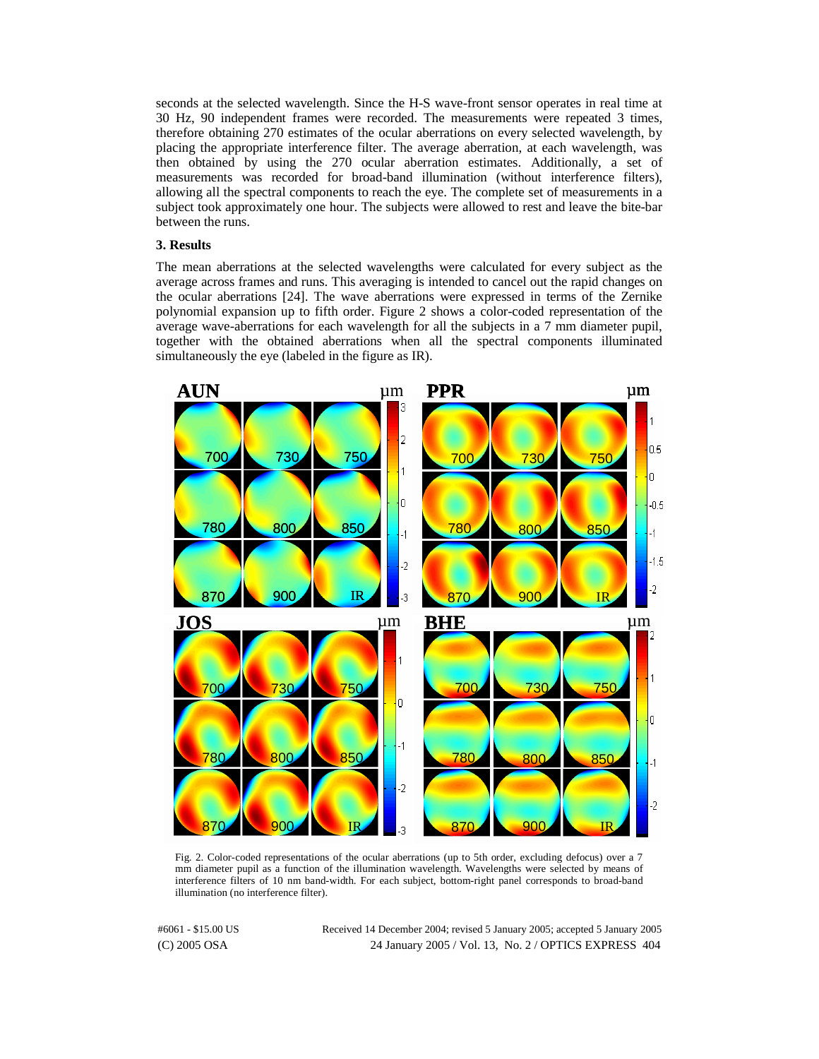seconds at the selected wavelength. Since the H-S wave-front sensor operates in real time at 30 Hz, 90 independent frames were recorded. The measurements were repeated 3 times, therefore obtaining 270 estimates of the ocular aberrations on every selected wavelength, by placing the appropriate interference filter. The average aberration, at each wavelength, was then obtained by using the 270 ocular aberration estimates. Additionally, a set of measurements was recorded for broad-band illumination (without interference filters), allowing all the spectral components to reach the eye. The complete set of measurements in a subject took approximately one hour. The subjects were allowed to rest and leave the bite-bar between the runs.

### 3. Results

The mean aberrations at the selected wavelengths were calculated for every subject as the average across frames and runs. This averaging is intended to cancel out the rapid changes on the ocular aberrations [24]. The wave aberrations were expressed in terms of the Zernike polynomial expansion up to fifth order. Figure 2 shows a color-coded representation of the average wave-aberrations for each wavelength for all the subjects in a 7 mm diameter pupil, together with the obtained aberrations when all the spectral components illuminated simultaneously the eye (labeled in the figure as IR).

Fig. 2. Color-coded representations of the ocular aberrations (up to 5th order, excluding defocus) over a 7 mm diameter pupil as a function of the illumination wavelength. Wavelengths were selected by means of interference filters of 10 nm band-width. For each subject, bottom-right panel corresponds to broad-band illumination (no interference filter).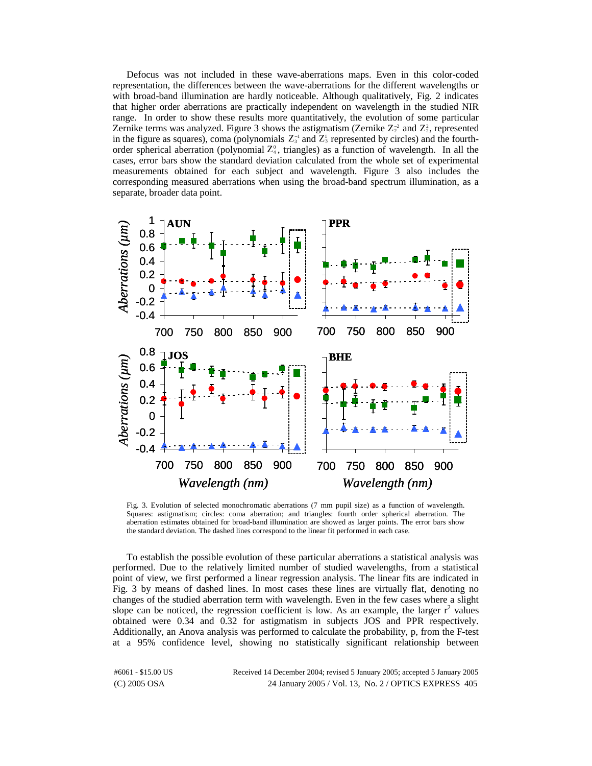Defocus was not included in these wave-aberrations maps. Even in this color-coded representation, the differences between the wave-aberrations for the different wavelengths or with broad-band illumination are hardly noticeable. Although qualitatively, Fig. 2 indicates that higher order aberrations are practically independent on wavelength in the studied NIR range. In order to show these results more quantitatively, the evolution of some particular Zernike terms was analyzed. Figure 3 shows the astigmatism (Zernike $Z_2^{-2}$ and $Z_2^{2}$, represented in the figure as squares), coma (polynomials $Z_3^{-1}$ and $Z_3^{1}$ represented by circles) and the fourth-order spherical aberration (polynomial $Z_4^{0}$, triangles) as a function of wavelength. In all the cases, error bars show the standard deviation calculated from the whole set of experimental measurements obtained for each subject and wavelength. Figure 3 also includes the corresponding measured aberrations when using the broad-band spectrum illumination, as a separate, broader data point.

Fig. 3. Evolution of selected monochromatic aberrations (7 mm pupil size) as a function of wavelength. Squares: astigmatism; circles: coma aberration; and triangles: fourth order spherical aberration. The aberration estimates obtained for broad-band illumination are showed as larger points. The error bars show the standard deviation. The dashed lines correspond to the linear fit performed in each case.

To establish the possible evolution of these particular aberrations a statistical analysis was performed. Due to the relatively limited number of studied wavelengths, from a statistical point of view, we first performed a linear regression analysis. The linear fits are indicated in Fig. 3 by means of dashed lines. In most cases these lines are virtually flat, denoting no changes of the studied aberration term with wavelength. Even in the few cases where a slight slope can be noticed, the regression coefficient is low. As an example, the larger $r^2$ values obtained were 0.34 and 0.32 for astigmatism in subjects JOS and PPR respectively. Additionally, an Anova analysis was performed to calculate the probability, p, from the F-test at a 95% confidence level, showing no statistically significant relationship between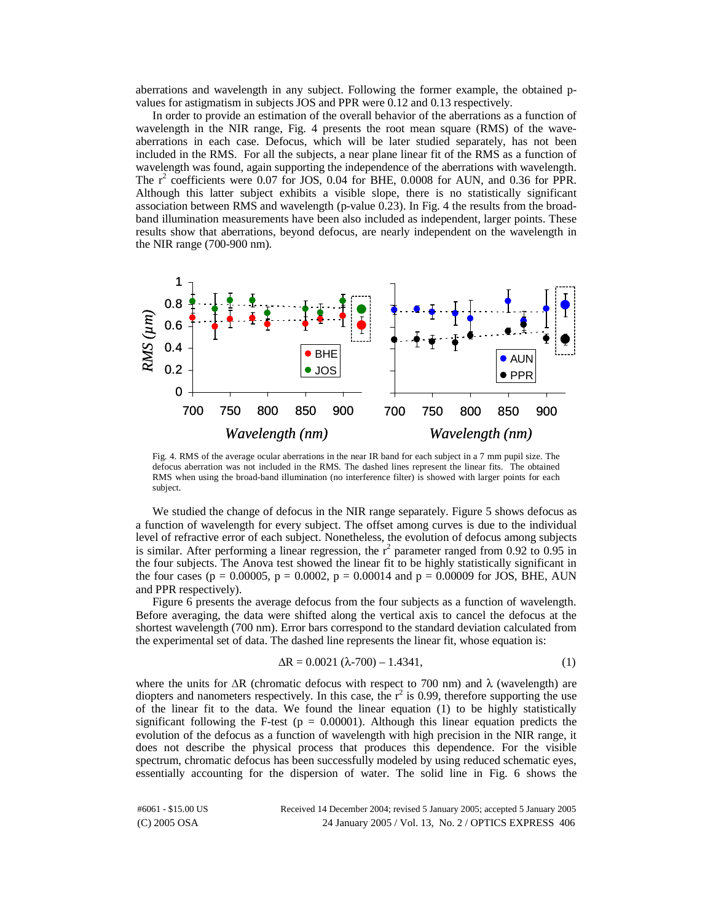aberrations and wavelength in any subject. Following the former example, the obtained p-values for astigmatism in subjects JOS and PPR were 0.12 and 0.13 respectively.

In order to provide an estimation of the overall behavior of the aberrations as a function of wavelength in the NIR range, Fig. 4 presents the root mean square (RMS) of the wave-aberrations in each case. Defocus, which will be later studied separately, has not been included in the RMS. For all the subjects, a near plane linear fit of the RMS as a function of wavelength was found, again supporting the independence of the aberrations with wavelength. The $r^2$ coefficients were 0.07 for JOS, 0.04 for BHE, 0.0008 for AUN, and 0.36 for PPR. Although this latter subject exhibits a visible slope, there is no statistically significant association between RMS and wavelength (p-value 0.23). In Fig. 4 the results from the broad-band illumination measurements have been also included as independent, larger points. These results show that aberrations, beyond defocus, are nearly independent on the wavelength in the NIR range (700-900 nm).

Fig. 4. RMS of the average ocular aberrations in the near IR band for each subject in a 7 mm pupil size. The defocus aberration was not included in the RMS. The dashed lines represent the linear fits. The obtained RMS when using the broad-band illumination (no interference filter) is showed with larger points for each subject.

We studied the change of defocus in the NIR range separately. Figure 5 shows defocus as a function of wavelength for every subject. The offset among curves is due to the individual level of refractive error of each subject. Nonetheless, the evolution of defocus among subjects is similar. After performing a linear regression, the $r^2$ parameter ranged from 0.92 to 0.95 in the four subjects. The Anova test showed the linear fit to be highly statistically significant in the four cases ($p = 0.00005$, $p = 0.0002$, $p = 0.00014$ and $p = 0.00009$ for JOS, BHE, AUN and PPR respectively).

Figure 6 presents the average defocus from the four subjects as a function of wavelength. Before averaging, the data were shifted along the vertical axis to cancel the defocus at the shortest wavelength (700 nm). Error bars correspond to the standard deviation calculated from the experimental set of data. The dashed line represents the linear fit, whose equation is:

$$\Delta R = 0.0021\,(\lambda - 700) - 1.4341, \tag{1}$$

where the units for $\Delta R$ (chromatic defocus with respect to 700 nm) and $\lambda$ (wavelength) are diopters and nanometers respectively. In this case, the $r^2$ is 0.99, therefore supporting the use of the linear fit to the data. We found the linear equation (1) to be highly statistically significant following the F-test ($p = 0.00001$). Although this linear equation predicts the evolution of the defocus as a function of wavelength with high precision in the NIR range, it does not describe the physical process that produces this dependence. For the visible spectrum, chromatic defocus has been successfully modeled by using reduced schematic eyes, essentially accounting for the dispersion of water. The solid line in Fig. 6 shows the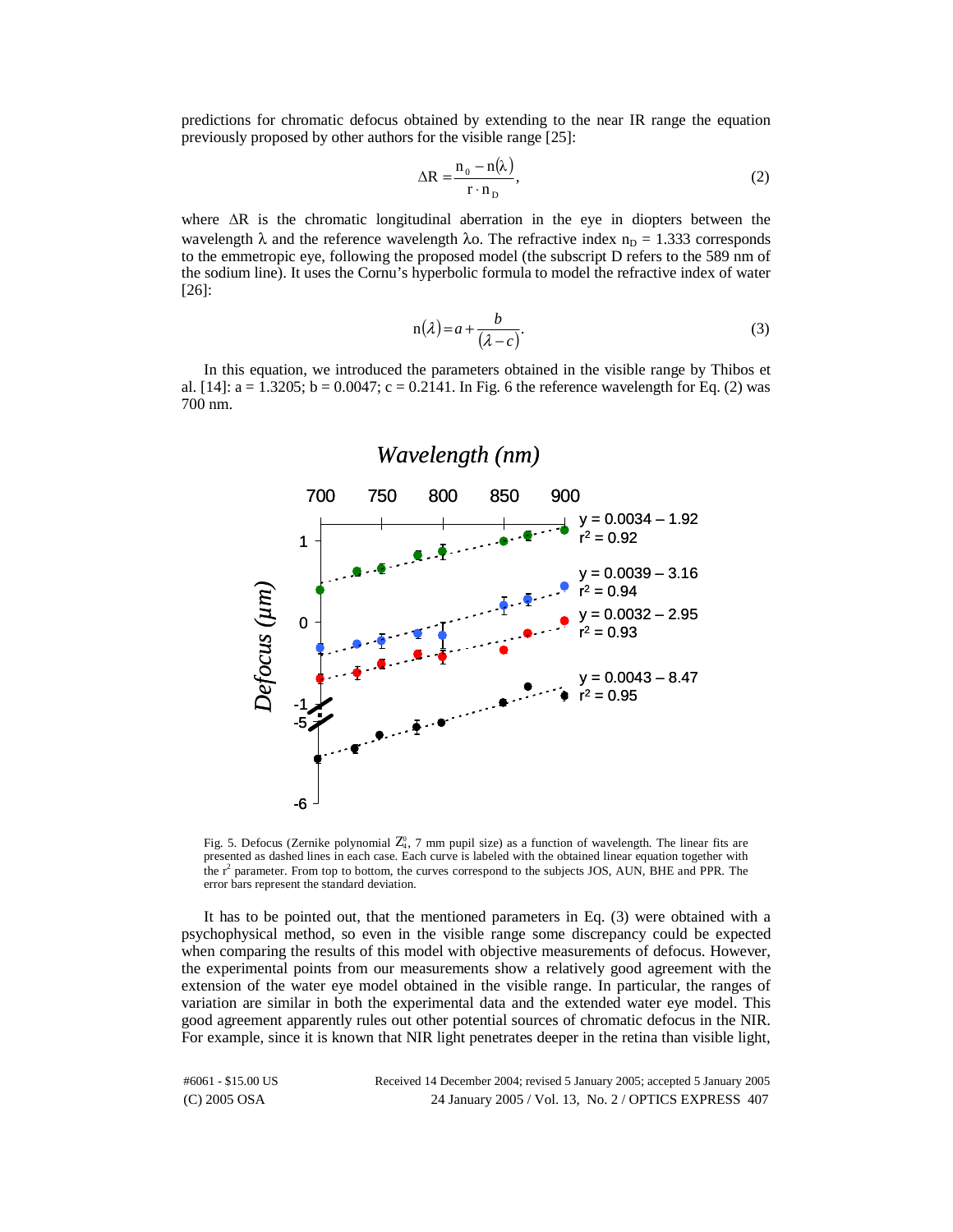predictions for chromatic defocus obtained by extending to the near IR range the equation previously proposed by other authors for the visible range [25]:

$$\Delta R = \frac{n_0 - n(\lambda)}{r \cdot n_D}, \tag{2}$$

where $\Delta R$ is the chromatic longitudinal aberration in the eye in diopters between the wavelength $\lambda$ and the reference wavelength $\lambda o$. The refractive index $n_D = 1.333$ corresponds to the emmetropic eye, following the proposed model (the subscript D refers to the 589 nm of the sodium line). It uses the Cornu's hyperbolic formula to model the refractive index of water [26]:

$$n(\lambda) = a + \frac{b}{(\lambda - c)}. \tag{3}$$

In this equation, we introduced the parameters obtained in the visible range by Thibos et al. [14]: a = 1.3205; b = 0.0047; c = 0.2141. In Fig. 6 the reference wavelength for Eq. (2) was 700 nm.

Fig. 5. Defocus (Zernike polynomial $Z_4^0$, 7 mm pupil size) as a function of wavelength. The linear fits are presented as dashed lines in each case. Each curve is labeled with the obtained linear equation together with the $r^2$ parameter. From top to bottom, the curves correspond to the subjects JOS, AUN, BHE and PPR. The error bars represent the standard deviation.

It has to be pointed out, that the mentioned parameters in Eq. (3) were obtained with a psychophysical method, so even in the visible range some discrepancy could be expected when comparing the results of this model with objective measurements of defocus. However, the experimental points from our measurements show a relatively good agreement with the extension of the water eye model obtained in the visible range. In particular, the ranges of variation are similar in both the experimental data and the extended water eye model. This good agreement apparently rules out other potential sources of chromatic defocus in the NIR. For example, since it is known that NIR light penetrates deeper in the retina than visible light,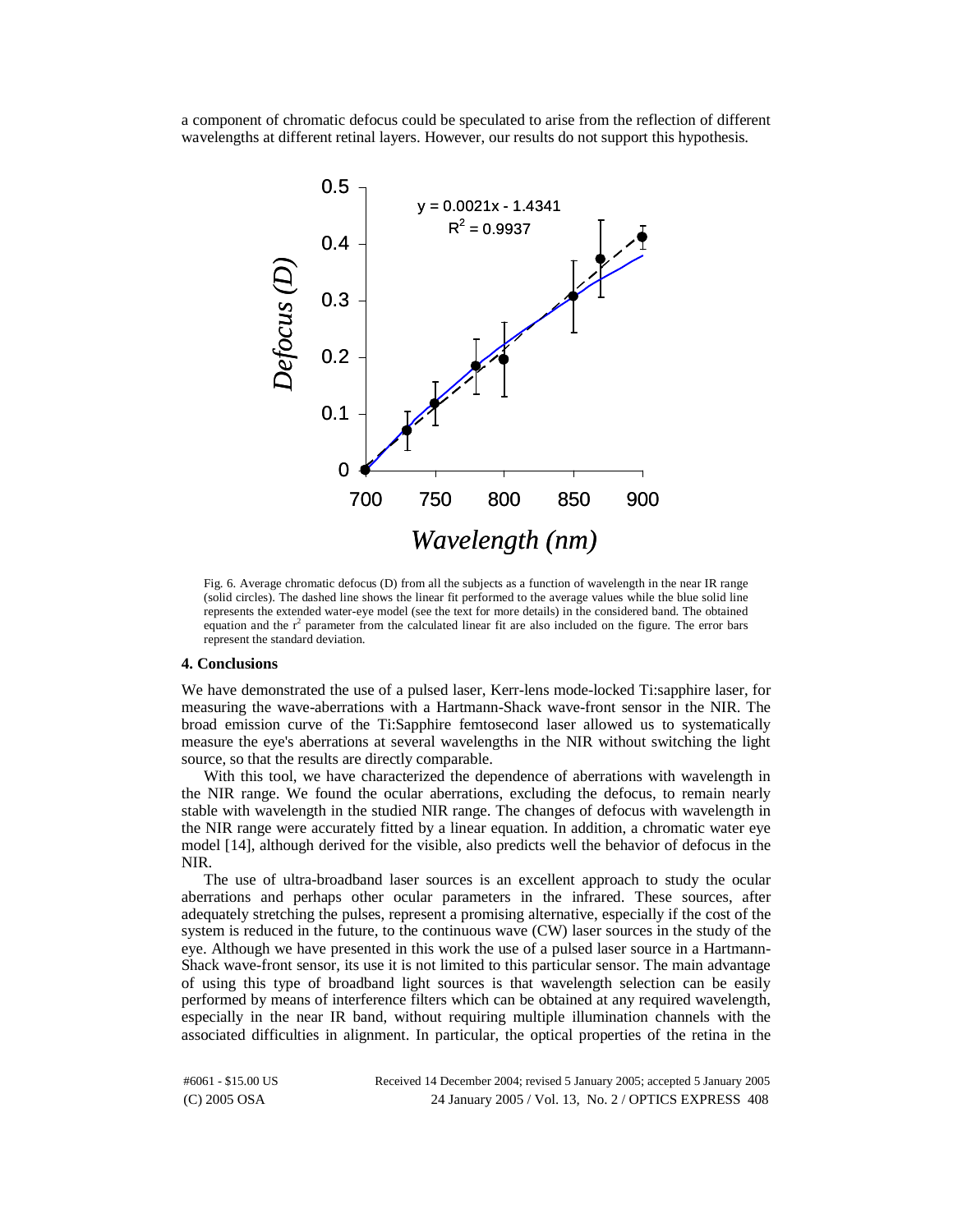a component of chromatic defocus could be speculated to arise from the reflection of different wavelengths at different retinal layers. However, our results do not support this hypothesis.

y = 0.0021x - 1.4341
$R^2$ = 0.9937

Defocus (D)

0.5
0.4
0.3
0.2
0.1
0

700 750 800 850 900

Wavelength (nm)

Fig. 6. Average chromatic defocus (D) from all the subjects as a function of wavelength in the near IR range (solid circles). The dashed line shows the linear fit performed to the average values while the blue solid line represents the extended water-eye model (see the text for more details) in the considered band. The obtained equation and the $r^2$ parameter from the calculated linear fit are also included on the figure. The error bars represent the standard deviation.

#### 4. Conclusions

We have demonstrated the use of a pulsed laser, Kerr-lens mode-locked Ti:sapphire laser, for measuring the wave-aberrations with a Hartmann-Shack wave-front sensor in the NIR. The broad emission curve of the Ti:Sapphire femtosecond laser allowed us to systematically measure the eye's aberrations at several wavelengths in the NIR without switching the light source, so that the results are directly comparable.

With this tool, we have characterized the dependence of aberrations with wavelength in the NIR range. We found the ocular aberrations, excluding the defocus, to remain nearly stable with wavelength in the studied NIR range. The changes of defocus with wavelength in the NIR range were accurately fitted by a linear equation. In addition, a chromatic water eye model [14], although derived for the visible, also predicts well the behavior of defocus in the NIR.

The use of ultra-broadband laser sources is an excellent approach to study the ocular aberrations and perhaps other ocular parameters in the infrared. These sources, after adequately stretching the pulses, represent a promising alternative, especially if the cost of the system is reduced in the future, to the continuous wave (CW) laser sources in the study of the eye. Although we have presented in this work the use of a pulsed laser source in a Hartmann-Shack wave-front sensor, its use it is not limited to this particular sensor. The main advantage of using this type of broadband light sources is that wavelength selection can be easily performed by means of interference filters which can be obtained at any required wavelength, especially in the near IR band, without requiring multiple illumination channels with the associated difficulties in alignment. In particular, the optical properties of the retina in the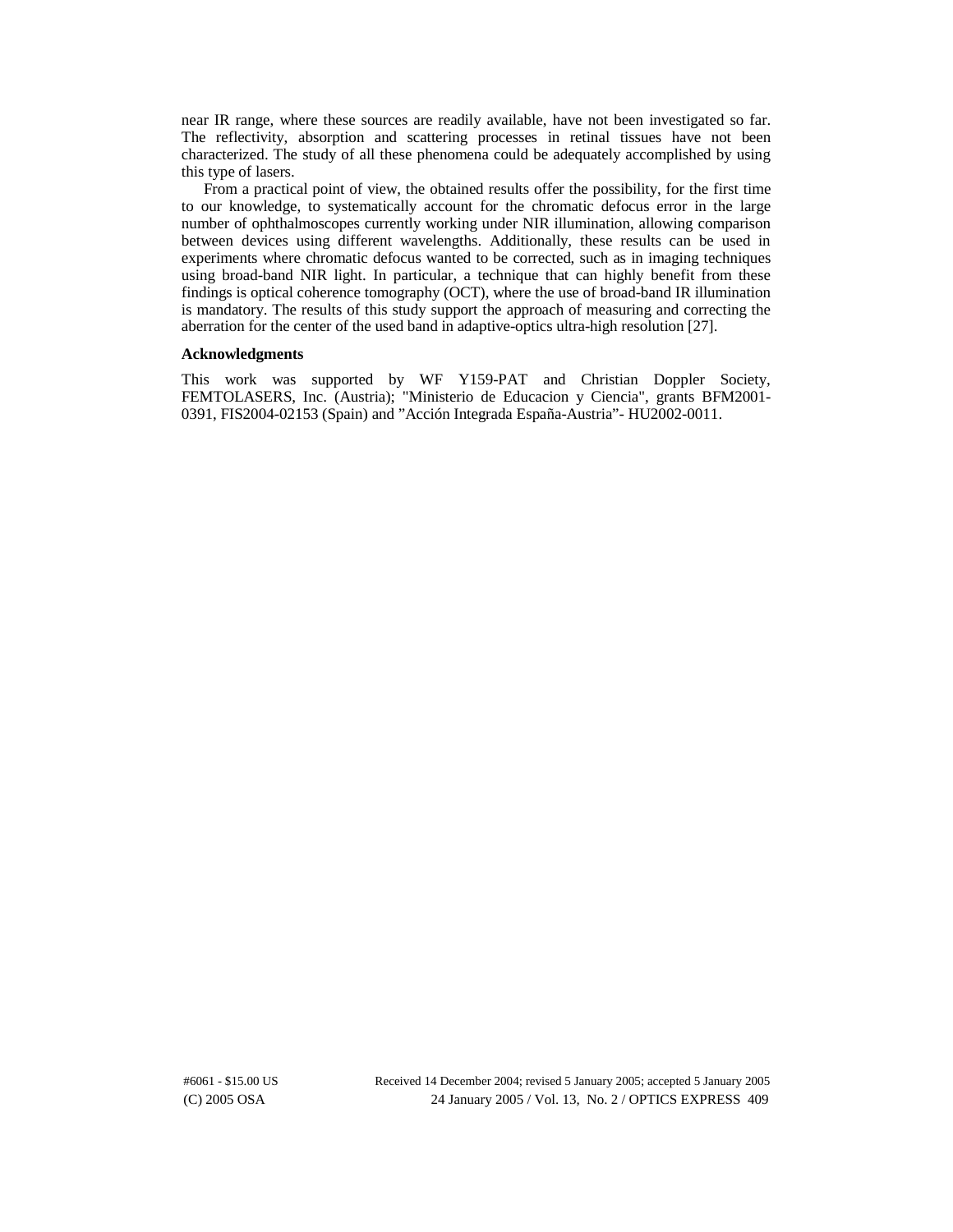near IR range, where these sources are readily available, have not been investigated so far. The reflectivity, absorption and scattering processes in retinal tissues have not been characterized. The study of all these phenomena could be adequately accomplished by using this type of lasers.

From a practical point of view, the obtained results offer the possibility, for the first time to our knowledge, to systematically account for the chromatic defocus error in the large number of ophthalmoscopes currently working under NIR illumination, allowing comparison between devices using different wavelengths. Additionally, these results can be used in experiments where chromatic defocus wanted to be corrected, such as in imaging techniques using broad-band NIR light. In particular, a technique that can highly benefit from these findings is optical coherence tomography (OCT), where the use of broad-band IR illumination is mandatory. The results of this study support the approach of measuring and correcting the aberration for the center of the used band in adaptive-optics ultra-high resolution [27].

**Acknowledgments**

This work was supported by WF Y159-PAT and Christian Doppler Society, FEMTOLASERS, Inc. (Austria); "Ministerio de Educacion y Ciencia", grants BFM2001-0391, FIS2004-02153 (Spain) and "Acción Integrada España-Austria"- HU2002-0011.